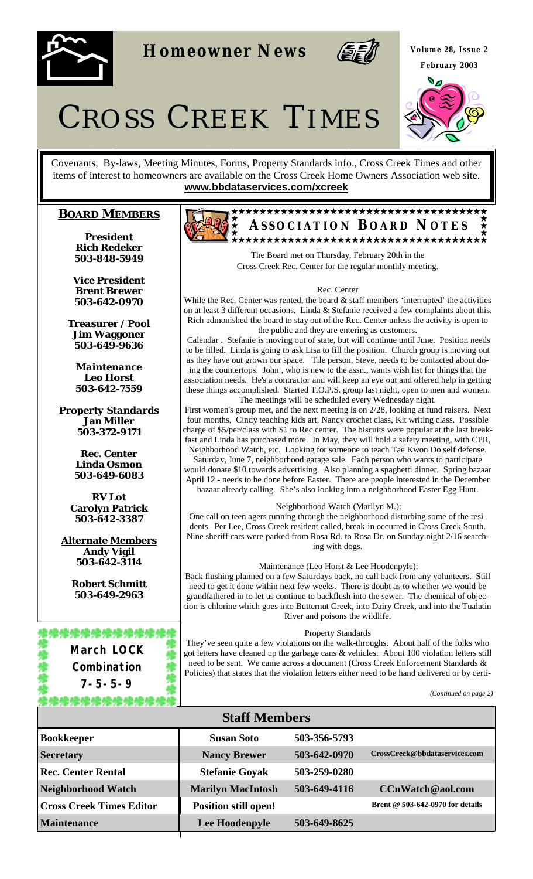# Homeowner News

Volume 28, Issue 2

February 2003

# CROSS CREEK TIMES

Covenants, By-laws, Meeting Minutes, Forms, Property Standards info., Cross Creek Times and other items of interest to homeowners are available on the Cross Creek Home Owners Association web site.
**www.bbdataservices.com/xcreek**

## BOARD MEMBERS

**President**
**Rich Redeker**
**503-848-5949**

**Vice President**
**Brent Brewer**
**503-642-0970**

**Treasurer / Pool**
**Jim Waggoner**
**503-649-9636**

**Maintenance**
**Leo Horst**
**503-642-7559**

**Property Standards**
**Jan Miller**
**503-372-9171**

**Rec. Center**
**Linda Osmon**
**503-649-6083**

**RV Lot**
**Carolyn Patrick**
**503-642-3387**

**Alternate Members**
**Andy Vigil**
**503-642-3114**

**Robert Schmitt**
**503-649-2963**

**March LOCK Combination 7-5-5-9**

## ASSOCIATION BOARD NOTES

The Board met on Thursday, February 20th in the Cross Creek Rec. Center for the regular monthly meeting.

Rec. Center

While the Rec. Center was rented, the board & staff members 'interrupted' the activities on at least 3 different occasions. Linda & Stefanie received a few complaints about this. Rich admonished the board to stay out of the Rec. Center unless the activity is open to the public and they are entering as customers.

Calendar . Stefanie is moving out of state, but will continue until June. Position needs to be filled. Linda is going to ask Lisa to fill the position. Church group is moving out as they have out grown our space. Tile person, Steve, needs to be contacted about doing the countertops. John , who is new to the assn., wants wish list for things that the association needs. He's a contractor and will keep an eye out and offered help in getting these things accomplished. Started T.O.P.S. group last night, open to men and women. The meetings will be scheduled every Wednesday night.

First women's group met, and the next meeting is on 2/28, looking at fund raisers. Next four months, Cindy teaching kids art, Nancy crochet class, Kit writing class. Possible charge of $5/per/class with $1 to Rec center. The biscuits were popular at the last breakfast and Linda has purchased more. In May, they will hold a safety meeting, with CPR, Neighborhood Watch, etc. Looking for someone to teach Tae Kwon Do self defense. Saturday, June 7, neighborhood garage sale. Each person who wants to participate would donate $10 towards advertising. Also planning a spaghetti dinner. Spring bazaar April 12 - needs to be done before Easter. There are people interested in the December bazaar already calling. She's also looking into a neighborhood Easter Egg Hunt.

Neighborhood Watch (Marilyn M.):

One call on teen agers running through the neighborhood disturbing some of the residents. Per Lee, Cross Creek resident called, break-in occurred in Cross Creek South. Nine sheriff cars were parked from Rosa Rd. to Rosa Dr. on Sunday night 2/16 searching with dogs.

Maintenance (Leo Horst & Lee Hoodenpyle):

Back flushing planned on a few Saturdays back, no call back from any volunteers. Still need to get it done within next few weeks. There is doubt as to whether we would be grandfathered in to let us continue to backflush into the sewer. The chemical of objection is chlorine which goes into Butternut Creek, into Dairy Creek, and into the Tualatin River and poisons the wildlife.

Property Standards

They've seen quite a few violations on the walk-throughs. About half of the folks who got letters have cleaned up the garbage cans & vehicles. About 100 violation letters still need to be sent. We came across a document (Cross Creek Enforcement Standards & Policies) that states that the violation letters either need to be hand delivered or by certi-

*(Continued on page 2)*

## Staff Members

| | | | |
|---|---|---|---|
| **Bookkeeper** | **Susan Soto** | **503-356-5793** | |
| **Secretary** | **Nancy Brewer** | **503-642-0970** | **CrossCreek@bbdataservices.com** |
| **Rec. Center Rental** | **Stefanie Goyak** | **503-259-0280** | |
| **Neighborhood Watch** | **Marilyn MacIntosh** | **503-649-4116** | **CCnWatch@aol.com** |
| **Cross Creek Times Editor** | **Position still open!** | | **Brent @ 503-642-0970 for details** |
| **Maintenance** | **Lee Hoodenpyle** | **503-649-8625** | |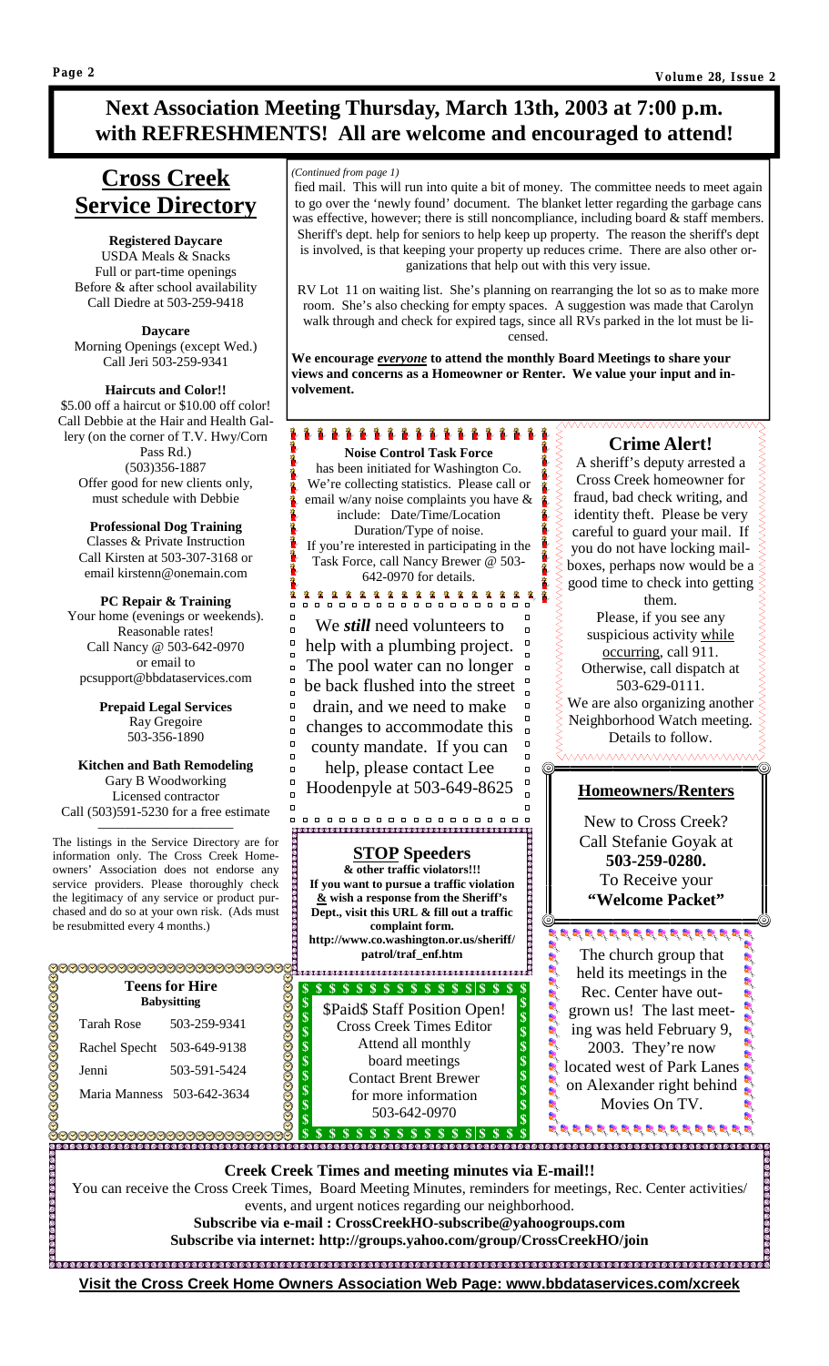## Next Association Meeting Thursday, March 13th, 2003 at 7:00 p.m. with REFRESHMENTS! All are welcome and encouraged to attend!

# Cross Creek Service Directory

**Registered Daycare**
USDA Meals & Snacks
Full or part-time openings
Before & after school availability
Call Diedre at 503-259-9418

**Daycare**
Morning Openings (except Wed.)
Call Jeri 503-259-9341

**Haircuts and Color!!**
$5.00 off a haircut or $10.00 off color! Call Debbie at the Hair and Health Gallery (on the corner of T.V. Hwy/Corn Pass Rd.)
(503)356-1887
Offer good for new clients only, must schedule with Debbie

**Professional Dog Training**
Classes & Private Instruction
Call Kirsten at 503-307-3168 or email kirstenn@onemain.com

**PC Repair & Training**
Your home (evenings or weekends).
Reasonable rates!
Call Nancy @ 503-642-0970
or email to
pcsupport@bbdataservices.com

**Prepaid Legal Services**
Ray Gregoire
503-356-1890

**Kitchen and Bath Remodeling**
Gary B Woodworking
Licensed contractor
Call (503)591-5230 for a free estimate

The listings in the Service Directory are for information only. The Cross Creek Homeowners' Association does not endorse any service providers. Please thoroughly check the legitimacy of any service or product purchased and do so at your own risk. (Ads must be resubmitted every 4 months.)

**Teens for Hire**
**Babysitting**

| | |
|---|---|
| Tarah Rose | 503-259-9341 |
| Rachel Specht | 503-649-9138 |
| Jenni | 503-591-5424 |
| Maria Manness | 503-642-3634 |

*(Continued from page 1)*

fied mail. This will run into quite a bit of money. The committee needs to meet again to go over the 'newly found' document. The blanket letter regarding the garbage cans was effective, however; there is still noncompliance, including board & staff members. Sheriff's dept. help for seniors to help keep up property. The reason the sheriff's dept is involved, is that keeping your property up reduces crime. There are also other organizations that help out with this very issue.

RV Lot 11 on waiting list. She's planning on rearranging the lot so as to make more room. She's also checking for empty spaces. A suggestion was made that Carolyn walk through and check for expired tags, since all RVs parked in the lot must be licensed.

**We encourage *everyone* to attend the monthly Board Meetings to share your views and concerns as a Homeowner or Renter. We value your input and involvement.**

**Noise Control Task Force**
has been initiated for Washington Co. We're collecting statistics. Please call or email w/any noise complaints you have & include: Date/Time/Location Duration/Type of noise.
If you're interested in participating in the Task Force, call Nancy Brewer @ 503-642-0970 for details.

We ***still*** need volunteers to help with a plumbing project. The pool water can no longer be back flushed into the street drain, and we need to make changes to accommodate this county mandate. If you can help, please contact Lee Hoodenpyle at 503-649-8625

**STOP Speeders**
**& other traffic violators!!!**
**If you want to pursue a traffic violation & wish a response from the Sheriff's Dept., visit this URL & fill out a traffic complaint form.**
**http://www.co.washington.or.us/sheriff/patrol/traf_enf.htm**

$Paid$ Staff Position Open!
Cross Creek Times Editor
Attend all monthly board meetings
Contact Brent Brewer for more information
503-642-0970

**Crime Alert!**
A sheriff's deputy arrested a Cross Creek homeowner for fraud, bad check writing, and identity theft. Please be very careful to guard your mail. If you do not have locking mailboxes, perhaps now would be a good time to check into getting them.
Please, if you see any suspicious activity while occurring, call 911. Otherwise, call dispatch at 503-629-0111.
We are also organizing another Neighborhood Watch meeting. Details to follow.

**Homeowners/Renters**
New to Cross Creek? Call Stefanie Goyak at **503-259-0280.** To Receive your **"Welcome Packet"**

The church group that held its meetings in the Rec. Center have outgrown us! The last meeting was held February 9, 2003. They're now located west of Park Lanes on Alexander right behind Movies On TV.

**Creek Creek Times and meeting minutes via E-mail!!**
You can receive the Cross Creek Times, Board Meeting Minutes, reminders for meetings, Rec. Center activities/events, and urgent notices regarding our neighborhood.
**Subscribe via e-mail : CrossCreekHO-subscribe@yahoogroups.com**
**Subscribe via internet: http://groups.yahoo.com/group/CrossCreekHO/join**

**Visit the Cross Creek Home Owners Association Web Page: www.bbdataservices.com/xcreek**